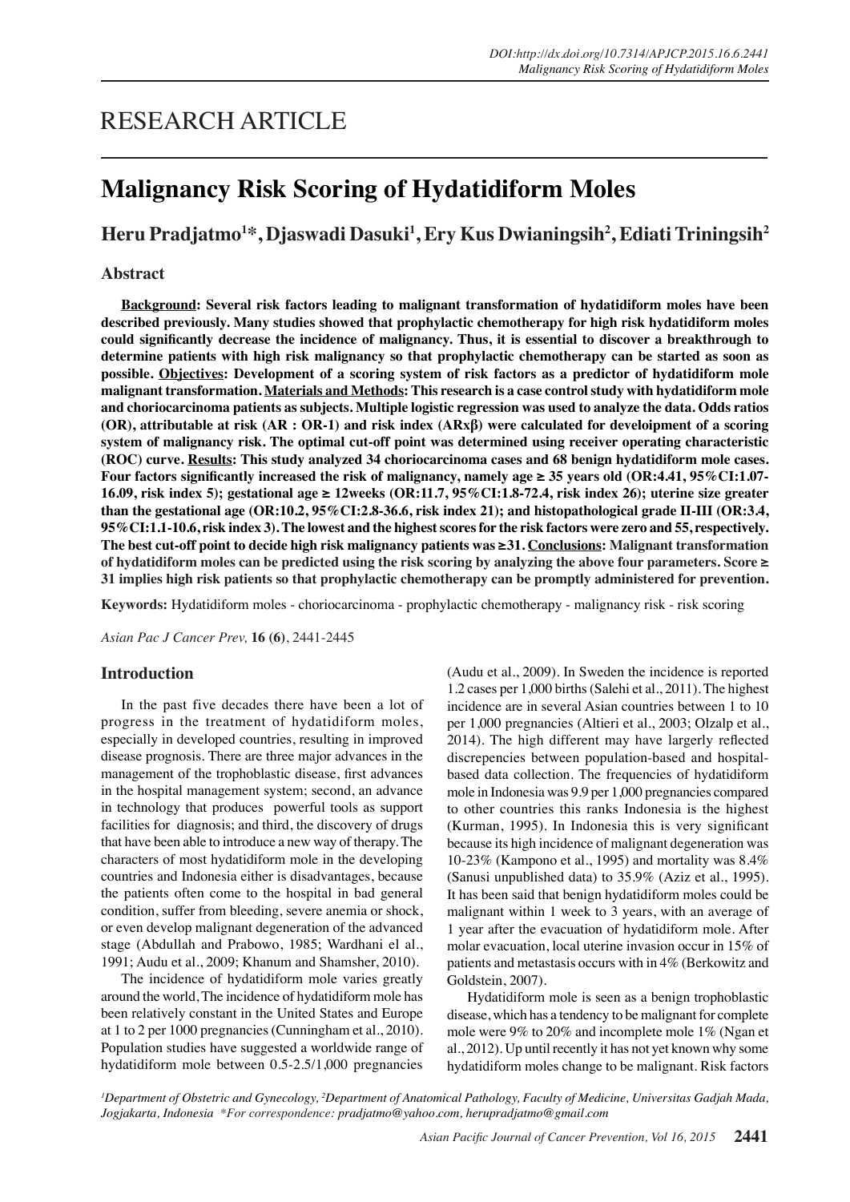# RESEARCH ARTICLE

# Malignancy Risk Scoring of Hydatidiform Moles

**Heru Pradjatmo[1]*, Djaswadi Dasuki[1], Ery Kus Dwianingsih[2], Ediati Triningsih[2]**

## Abstract

**__Background__: Several risk factors leading to malignant transformation of hydatidiform moles have been described previously. Many studies showed that prophylactic chemotherapy for high risk hydatidiform moles could significantly decrease the incidence of malignancy. Thus, it is essential to discover a breakthrough to determine patients with high risk malignancy so that prophylactic chemotherapy can be started as soon as possible. __Objectives__: Development of a scoring system of risk factors as a predictor of hydatidiform mole malignant transformation. __Materials and Methods__: This research is a case control study with hydatidiform mole and choriocarcinoma patients as subjects. Multiple logistic regression was used to analyze the data. Odds ratios (OR), attributable at risk (AR : OR-1) and risk index (ARxβ) were calculated for develoipment of a scoring system of malignancy risk. The optimal cut-off point was determined using receiver operating characteristic (ROC) curve. __Results__: This study analyzed 34 choriocarcinoma cases and 68 benign hydatidiform mole cases. Four factors significantly increased the risk of malignancy, namely age ≥ 35 years old (OR:4.41, 95%CI:1.07-16.09, risk index 5); gestational age ≥ 12weeks (OR:11.7, 95%CI:1.8-72.4, risk index 26); uterine size greater than the gestational age (OR:10.2, 95%CI:2.8-36.6, risk index 21); and histopathological grade II-III (OR:3.4, 95%CI:1.1-10.6, risk index 3). The lowest and the highest scores for the risk factors were zero and 55, respectively. The best cut-off point to decide high risk malignancy patients was ≥31. __Conclusions__: Malignant transformation of hydatidiform moles can be predicted using the risk scoring by analyzing the above four parameters. Score ≥ 31 implies high risk patients so that prophylactic chemotherapy can be promptly administered for prevention.**

**Keywords:** Hydatidiform moles - choriocarcinoma - prophylactic chemotherapy - malignancy risk - risk scoring

*Asian Pac J Cancer Prev,* **16 (6)**, 2441-2445

## Introduction

In the past five decades there have been a lot of progress in the treatment of hydatidiform moles, especially in developed countries, resulting in improved disease prognosis. There are three major advances in the management of the trophoblastic disease, first advances in the hospital management system; second, an advance in technology that produces powerful tools as support facilities for diagnosis; and third, the discovery of drugs that have been able to introduce a new way of therapy. The characters of most hydatidiform mole in the developing countries and Indonesia either is disadvantages, because the patients often come to the hospital in bad general condition, suffer from bleeding, severe anemia or shock, or even develop malignant degeneration of the advanced stage (Abdullah and Prabowo, 1985; Wardhani el al., 1991; Audu et al., 2009; Khanum and Shamsher, 2010).

The incidence of hydatidiform mole varies greatly around the world, The incidence of hydatidiform mole has been relatively constant in the United States and Europe at 1 to 2 per 1000 pregnancies (Cunningham et al., 2010). Population studies have suggested a worldwide range of hydatidiform mole between 0.5-2.5/1,000 pregnancies (Audu et al., 2009). In Sweden the incidence is reported 1.2 cases per 1,000 births (Salehi et al., 2011). The highest incidence are in several Asian countries between 1 to 10 per 1,000 pregnancies (Altieri et al., 2003; Olzalp et al., 2014). The high different may have largerly reflected discrepencies between population-based and hospital-based data collection. The frequencies of hydatidiform mole in Indonesia was 9.9 per 1,000 pregnancies compared to other countries this ranks Indonesia is the highest (Kurman, 1995). In Indonesia this is very significant because its high incidence of malignant degeneration was 10-23% (Kampono et al., 1995) and mortality was 8.4% (Sanusi unpublished data) to 35.9% (Aziz et al., 1995). It has been said that benign hydatidiform moles could be malignant within 1 week to 3 years, with an average of 1 year after the evacuation of hydatidiform mole. After molar evacuation, local uterine invasion occur in 15% of patients and metastasis occurs with in 4% (Berkowitz and Goldstein, 2007).

Hydatidiform mole is seen as a benign trophoblastic disease, which has a tendency to be malignant for complete mole were 9% to 20% and incomplete mole 1% (Ngan et al., 2012). Up until recently it has not yet known why some hydatidiform moles change to be malignant. Risk factors

[1]*Department of Obstetric and Gynecology,* [2]*Department of Anatomical Pathology, Faculty of Medicine, Universitas Gadjah Mada, Jogjakarta, Indonesia \*For correspondence: pradjatmo@yahoo.com, herupradjatmo@gmail.com*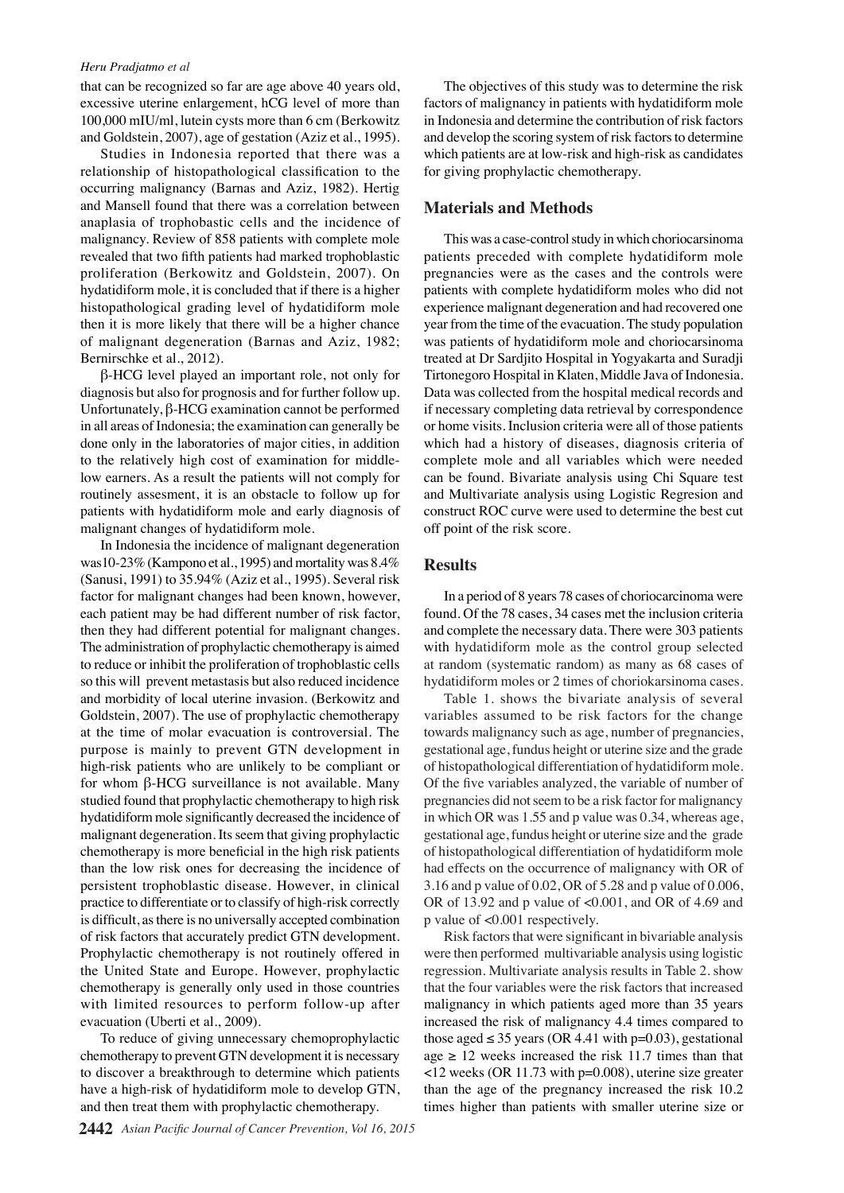that can be recognized so far are age above 40 years old, excessive uterine enlargement, hCG level of more than 100,000 mIU/ml, lutein cysts more than 6 cm (Berkowitz and Goldstein, 2007), age of gestation (Aziz et al., 1995).

Studies in Indonesia reported that there was a relationship of histopathological classification to the occurring malignancy (Barnas and Aziz, 1982). Hertig and Mansell found that there was a correlation between anaplasia of trophobastic cells and the incidence of malignancy. Review of 858 patients with complete mole revealed that two fifth patients had marked trophoblastic proliferation (Berkowitz and Goldstein, 2007). On hydatidiform mole, it is concluded that if there is a higher histopathological grading level of hydatidiform mole then it is more likely that there will be a higher chance of malignant degeneration (Barnas and Aziz, 1982; Bernirschke et al., 2012).

β-HCG level played an important role, not only for diagnosis but also for prognosis and for further follow up. Unfortunately, β-HCG examination cannot be performed in all areas of Indonesia; the examination can generally be done only in the laboratories of major cities, in addition to the relatively high cost of examination for middle-low earners. As a result the patients will not comply for routinely assesment, it is an obstacle to follow up for patients with hydatidiform mole and early diagnosis of malignant changes of hydatidiform mole.

In Indonesia the incidence of malignant degeneration was10-23% (Kampono et al., 1995) and mortality was 8.4% (Sanusi, 1991) to 35.94% (Aziz et al., 1995). Several risk factor for malignant changes had been known, however, each patient may be had different number of risk factor, then they had different potential for malignant changes. The administration of prophylactic chemotherapy is aimed to reduce or inhibit the proliferation of trophoblastic cells so this will prevent metastasis but also reduced incidence and morbidity of local uterine invasion. (Berkowitz and Goldstein, 2007). The use of prophylactic chemotherapy at the time of molar evacuation is controversial. The purpose is mainly to prevent GTN development in high-risk patients who are unlikely to be compliant or for whom β-HCG surveillance is not available. Many studied found that prophylactic chemotherapy to high risk hydatidiform mole significantly decreased the incidence of malignant degeneration. Its seem that giving prophylactic chemotherapy is more beneficial in the high risk patients than the low risk ones for decreasing the incidence of persistent trophoblastic disease. However, in clinical practice to differentiate or to classify of high-risk correctly is difficult, as there is no universally accepted combination of risk factors that accurately predict GTN development. Prophylactic chemotherapy is not routinely offered in the United State and Europe. However, prophylactic chemotherapy is generally only used in those countries with limited resources to perform follow-up after evacuation (Uberti et al., 2009).

To reduce of giving unnecessary chemoprophylactic chemotherapy to prevent GTN development it is necessary to discover a breakthrough to determine which patients have a high-risk of hydatidiform mole to develop GTN, and then treat them with prophylactic chemotherapy.

The objectives of this study was to determine the risk factors of malignancy in patients with hydatidiform mole in Indonesia and determine the contribution of risk factors and develop the scoring system of risk factors to determine which patients are at low-risk and high-risk as candidates for giving prophylactic chemotherapy.

## Materials and Methods

This was a case-control study in which choriocarsinoma patients preceded with complete hydatidiform mole pregnancies were as the cases and the controls were patients with complete hydatidiform moles who did not experience malignant degeneration and had recovered one year from the time of the evacuation. The study population was patients of hydatidiform mole and choriocarsinoma treated at Dr Sardjito Hospital in Yogyakarta and Suradji Tirtonegoro Hospital in Klaten, Middle Java of Indonesia. Data was collected from the hospital medical records and if necessary completing data retrieval by correspondence or home visits. Inclusion criteria were all of those patients which had a history of diseases, diagnosis criteria of complete mole and all variables which were needed can be found. Bivariate analysis using Chi Square test and Multivariate analysis using Logistic Regresion and construct ROC curve were used to determine the best cut off point of the risk score.

## Results

In a period of 8 years 78 cases of choriocarcinoma were found. Of the 78 cases, 34 cases met the inclusion criteria and complete the necessary data. There were 303 patients with hydatidiform mole as the control group selected at random (systematic random) as many as 68 cases of hydatidiform moles or 2 times of choriokarsinoma cases.

Table 1. shows the bivariate analysis of several variables assumed to be risk factors for the change towards malignancy such as age, number of pregnancies, gestational age, fundus height or uterine size and the grade of histopathological differentiation of hydatidiform mole. Of the five variables analyzed, the variable of number of pregnancies did not seem to be a risk factor for malignancy in which OR was 1.55 and p value was 0.34, whereas age, gestational age, fundus height or uterine size and the grade of histopathological differentiation of hydatidiform mole had effects on the occurrence of malignancy with OR of 3.16 and p value of 0.02, OR of 5.28 and p value of 0.006, OR of 13.92 and p value of <0.001, and OR of 4.69 and p value of <0.001 respectively.

Risk factors that were significant in bivariable analysis were then performed multivariable analysis using logistic regression. Multivariate analysis results in Table 2. show that the four variables were the risk factors that increased malignancy in which patients aged more than 35 years increased the risk of malignancy 4.4 times compared to those aged ≤ 35 years (OR 4.41 with p=0.03), gestational age ≥ 12 weeks increased the risk 11.7 times than that <12 weeks (OR 11.73 with p=0.008), uterine size greater than the age of the pregnancy increased the risk 10.2 times higher than patients with smaller uterine size or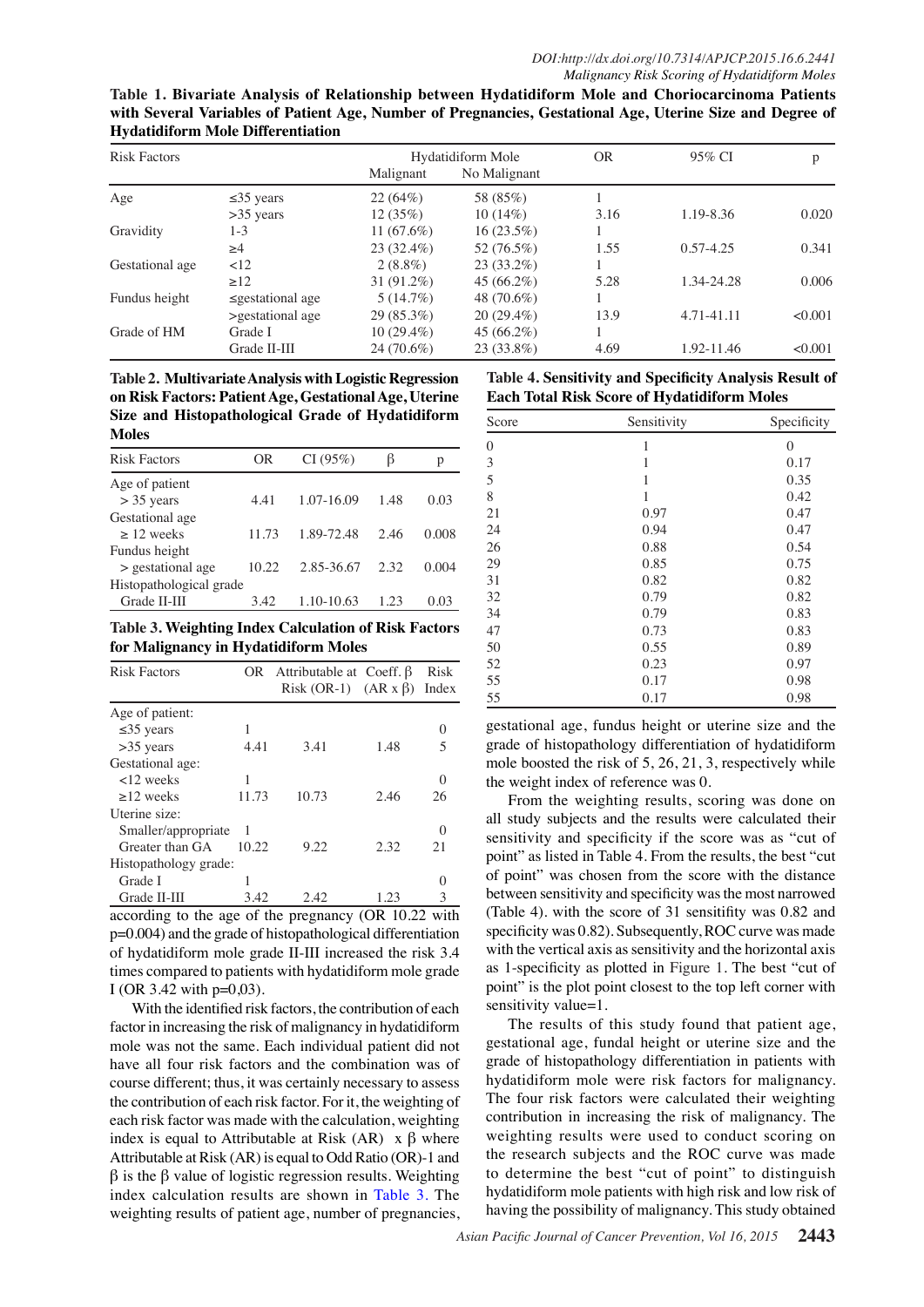**Table 1. Bivariate Analysis of Relationship between Hydatidiform Mole and Choriocarcinoma Patients with Several Variables of Patient Age, Number of Pregnancies, Gestational Age, Uterine Size and Degree of Hydatidiform Mole Differentiation**

| Risk Factors | | Hydatidiform Mole | | OR | 95% CI | p |
|---|---|---|---|---|---|---|
| | | Malignant | No Malignant | | | |
| Age | ≤35 years | 22 (64%) | 58 (85%) | 1 | | |
| | >35 years | 12 (35%) | 10 (14%) | 3.16 | 1.19-8.36 | 0.020 |
| Gravidity | 1-3 | 11 (67.6%) | 16 (23.5%) | 1 | | |
| | ≥4 | 23 (32.4%) | 52 (76.5%) | 1.55 | 0.57-4.25 | 0.341 |
| Gestational age | <12 | 2 (8.8%) | 23 (33.2%) | 1 | | |
| | ≥12 | 31 (91.2%) | 45 (66.2%) | 5.28 | 1.34-24.28 | 0.006 |
| Fundus height | ≤gestational age | 5 (14.7%) | 48 (70.6%) | 1 | | |
| | >gestational age | 29 (85.3%) | 20 (29.4%) | 13.9 | 4.71-41.11 | <0.001 |
| Grade of HM | Grade I | 10 (29.4%) | 45 (66.2%) | 1 | | |
| | Grade II-III | 24 (70.6%) | 23 (33.8%) | 4.69 | 1.92-11.46 | <0.001 |

**Table 2. Multivariate Analysis with Logistic Regression on Risk Factors: Patient Age, Gestational Age, Uterine Size and Histopathological Grade of Hydatidiform Moles**

| Risk Factors | OR | CI (95%) | β | p |
|---|---|---|---|---|
| Age of patient | | | | |
| > 35 years | 4.41 | 1.07-16.09 | 1.48 | 0.03 |
| Gestational age | | | | |
| ≥ 12 weeks | 11.73 | 1.89-72.48 | 2.46 | 0.008 |
| Fundus height | | | | |
| > gestational age | 10.22 | 2.85-36.67 | 2.32 | 0.004 |
| Histopathological grade | | | | |
| Grade II-III | 3.42 | 1.10-10.63 | 1.23 | 0.03 |

**Table 3. Weighting Index Calculation of Risk Factors for Malignancy in Hydatidiform Moles**

| Risk Factors | OR | Attributable at Risk (OR-1) | Coeff. β (AR x β) | Risk Index |
|---|---|---|---|---|
| Age of patient: | | | | |
| ≤35 years | 1 | | | 0 |
| >35 years | 4.41 | 3.41 | 1.48 | 5 |
| Gestational age: | | | | |
| <12 weeks | 1 | | | 0 |
| ≥12 weeks | 11.73 | 10.73 | 2.46 | 26 |
| Uterine size: | | | | |
| Smaller/appropriate | 1 | | | 0 |
| Greater than GA | 10.22 | 9.22 | 2.32 | 21 |
| Histopathology grade: | | | | |
| Grade I | 1 | | | 0 |
| Grade II-III | 3.42 | 2.42 | 1.23 | 3 |

according to the age of the pregnancy (OR 10.22 with p=0.004) and the grade of histopathological differentiation of hydatidiform mole grade II-III increased the risk 3.4 times compared to patients with hydatidiform mole grade I (OR 3.42 with p=0,03).

With the identified risk factors, the contribution of each factor in increasing the risk of malignancy in hydatidiform mole was not the same. Each individual patient did not have all four risk factors and the combination was of course different; thus, it was certainly necessary to assess the contribution of each risk factor. For it, the weighting of each risk factor was made with the calculation, weighting index is equal to Attributable at Risk (AR) x β where Attributable at Risk (AR) is equal to Odd Ratio (OR)-1 and β is the β value of logistic regression results. Weighting index calculation results are shown in Table 3. The weighting results of patient age, number of pregnancies, gestational age, fundus height or uterine size and the grade of histopathology differentiation of hydatidiform mole boosted the risk of 5, 26, 21, 3, respectively while the weight index of reference was 0.

**Table 4. Sensitivity and Specificity Analysis Result of Each Total Risk Score of Hydatidiform Moles**

| Score | Sensitivity | Specificity |
|---|---|---|
| 0 | 1 | 0 |
| 3 | 1 | 0.17 |
| 5 | 1 | 0.35 |
| 8 | 1 | 0.42 |
| 21 | 0.97 | 0.47 |
| 24 | 0.94 | 0.47 |
| 26 | 0.88 | 0.54 |
| 29 | 0.85 | 0.75 |
| 31 | 0.82 | 0.82 |
| 32 | 0.79 | 0.82 |
| 34 | 0.79 | 0.83 |
| 47 | 0.73 | 0.83 |
| 50 | 0.55 | 0.89 |
| 52 | 0.23 | 0.97 |
| 55 | 0.17 | 0.98 |
| 55 | 0.17 | 0.98 |

From the weighting results, scoring was done on all study subjects and the results were calculated their sensitivity and specificity if the score was as "cut of point" as listed in Table 4. From the results, the best "cut of point" was chosen from the score with the distance between sensitivity and specificity was the most narrowed (Table 4). with the score of 31 sensitifity was 0.82 and specificity was 0.82). Subsequently, ROC curve was made with the vertical axis as sensitivity and the horizontal axis as 1-specificity as plotted in Figure 1. The best "cut of point" is the plot point closest to the top left corner with sensitivity value=1.

The results of this study found that patient age, gestational age, fundal height or uterine size and the grade of histopathology differentiation in patients with hydatidiform mole were risk factors for malignancy. The four risk factors were calculated their weighting contribution in increasing the risk of malignancy. The weighting results were used to conduct scoring on the research subjects and the ROC curve was made to determine the best "cut of point" to distinguish hydatidiform mole patients with high risk and low risk of having the possibility of malignancy. This study obtained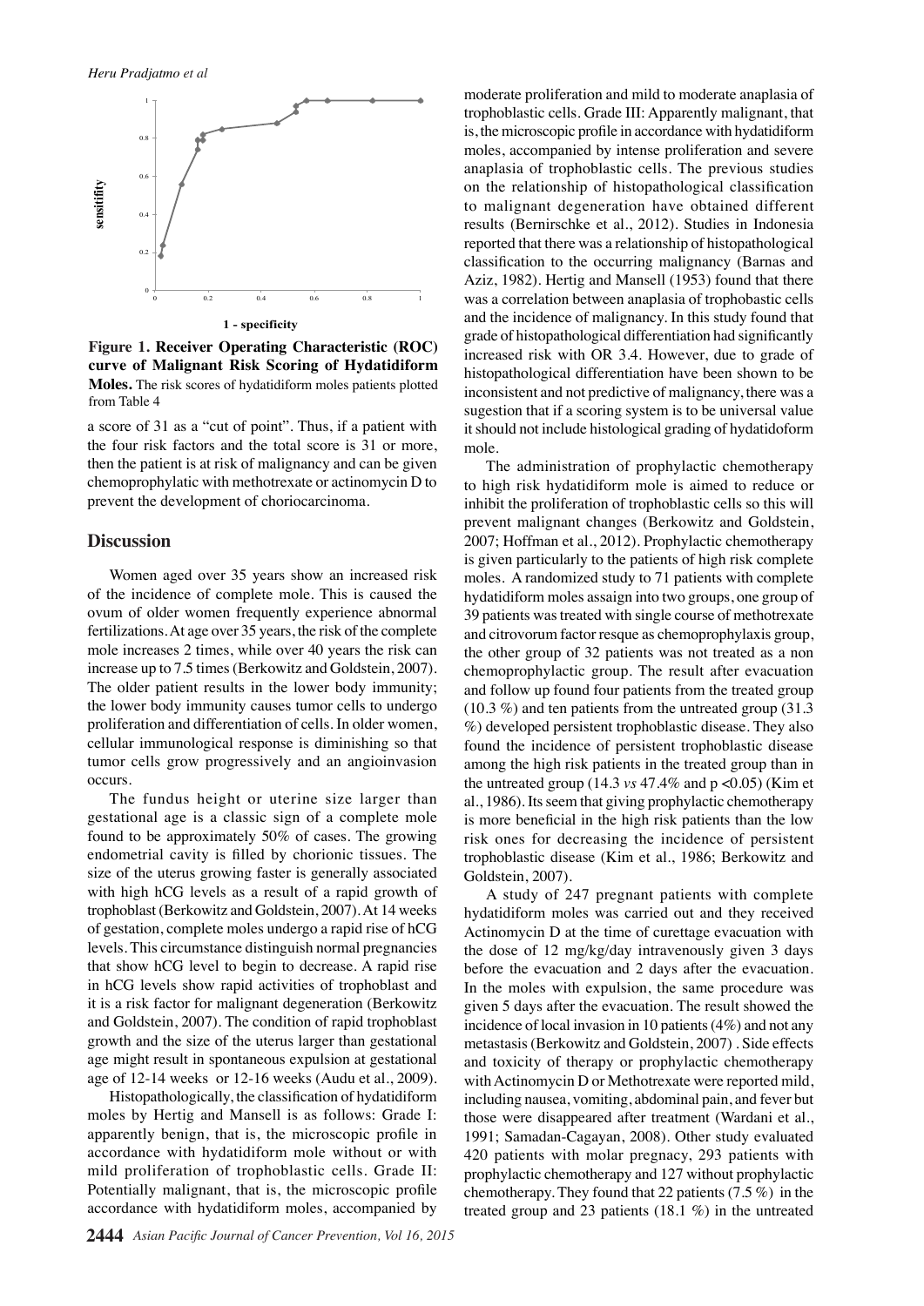**Figure 1. Receiver Operating Characteristic (ROC) curve of Malignant Risk Scoring of Hydatidiform Moles.** The risk scores of hydatidiform moles patients plotted from Table 4

a score of 31 as a "cut of point". Thus, if a patient with the four risk factors and the total score is 31 or more, then the patient is at risk of malignancy and can be given chemoprophylatic with methotrexate or actinomycin D to prevent the development of choriocarcinoma.

## Discussion

Women aged over 35 years show an increased risk of the incidence of complete mole. This is caused the ovum of older women frequently experience abnormal fertilizations. At age over 35 years, the risk of the complete mole increases 2 times, while over 40 years the risk can increase up to 7.5 times (Berkowitz and Goldstein, 2007). The older patient results in the lower body immunity; the lower body immunity causes tumor cells to undergo proliferation and differentiation of cells. In older women, cellular immunological response is diminishing so that tumor cells grow progressively and an angioinvasion occurs.

The fundus height or uterine size larger than gestational age is a classic sign of a complete mole found to be approximately 50% of cases. The growing endometrial cavity is filled by chorionic tissues. The size of the uterus growing faster is generally associated with high hCG levels as a result of a rapid growth of trophoblast (Berkowitz and Goldstein, 2007). At 14 weeks of gestation, complete moles undergo a rapid rise of hCG levels. This circumstance distinguish normal pregnancies that show hCG level to begin to decrease. A rapid rise in hCG levels show rapid activities of trophoblast and it is a risk factor for malignant degeneration (Berkowitz and Goldstein, 2007). The condition of rapid trophoblast growth and the size of the uterus larger than gestational age might result in spontaneous expulsion at gestational age of 12-14 weeks or 12-16 weeks (Audu et al., 2009).

Histopathologically, the classification of hydatidiform moles by Hertig and Mansell is as follows: Grade I: apparently benign, that is, the microscopic profile in accordance with hydatidiform mole without or with mild proliferation of trophoblastic cells. Grade II: Potentially malignant, that is, the microscopic profile accordance with hydatidiform moles, accompanied by moderate proliferation and mild to moderate anaplasia of trophoblastic cells. Grade III: Apparently malignant, that is, the microscopic profile in accordance with hydatidiform moles, accompanied by intense proliferation and severe anaplasia of trophoblastic cells. The previous studies on the relationship of histopathological classification to malignant degeneration have obtained different results (Bernirschke et al., 2012). Studies in Indonesia reported that there was a relationship of histopathological classification to the occurring malignancy (Barnas and Aziz, 1982). Hertig and Mansell (1953) found that there was a correlation between anaplasia of trophobastic cells and the incidence of malignancy. In this study found that grade of histopathological differentiation had significantly increased risk with OR 3.4. However, due to grade of histopathological differentiation have been shown to be inconsistent and not predictive of malignancy, there was a sugestion that if a scoring system is to be universal value it should not include histological grading of hydatidoform mole.

The administration of prophylactic chemotherapy to high risk hydatidiform mole is aimed to reduce or inhibit the proliferation of trophoblastic cells so this will prevent malignant changes (Berkowitz and Goldstein, 2007; Hoffman et al., 2012). Prophylactic chemotherapy is given particularly to the patients of high risk complete moles. A randomized study to 71 patients with complete hydatidiform moles assaign into two groups, one group of 39 patients was treated with single course of methotrexate and citrovorum factor resque as chemoprophylaxis group, the other group of 32 patients was not treated as a non chemoprophylactic group. The result after evacuation and follow up found four patients from the treated group (10.3 %) and ten patients from the untreated group (31.3 %) developed persistent trophoblastic disease. They also found the incidence of persistent trophoblastic disease among the high risk patients in the treated group than in the untreated group (14.3 *vs* 47.4% and $p < 0.05$) (Kim et al., 1986). Its seem that giving prophylactic chemotherapy is more beneficial in the high risk patients than the low risk ones for decreasing the incidence of persistent trophoblastic disease (Kim et al., 1986; Berkowitz and Goldstein, 2007).

A study of 247 pregnant patients with complete hydatidiform moles was carried out and they received Actinomycin D at the time of curettage evacuation with the dose of 12 mg/kg/day intravenously given 3 days before the evacuation and 2 days after the evacuation. In the moles with expulsion, the same procedure was given 5 days after the evacuation. The result showed the incidence of local invasion in 10 patients (4%) and not any metastasis (Berkowitz and Goldstein, 2007) . Side effects and toxicity of therapy or prophylactic chemotherapy with Actinomycin D or Methotrexate were reported mild, including nausea, vomiting, abdominal pain, and fever but those were disappeared after treatment (Wardani et al., 1991; Samadan-Cagayan, 2008). Other study evaluated 420 patients with molar pregnacy, 293 patients with prophylactic chemotherapy and 127 without prophylactic chemotherapy. They found that 22 patients (7.5 %) in the treated group and 23 patients (18.1 %) in the untreated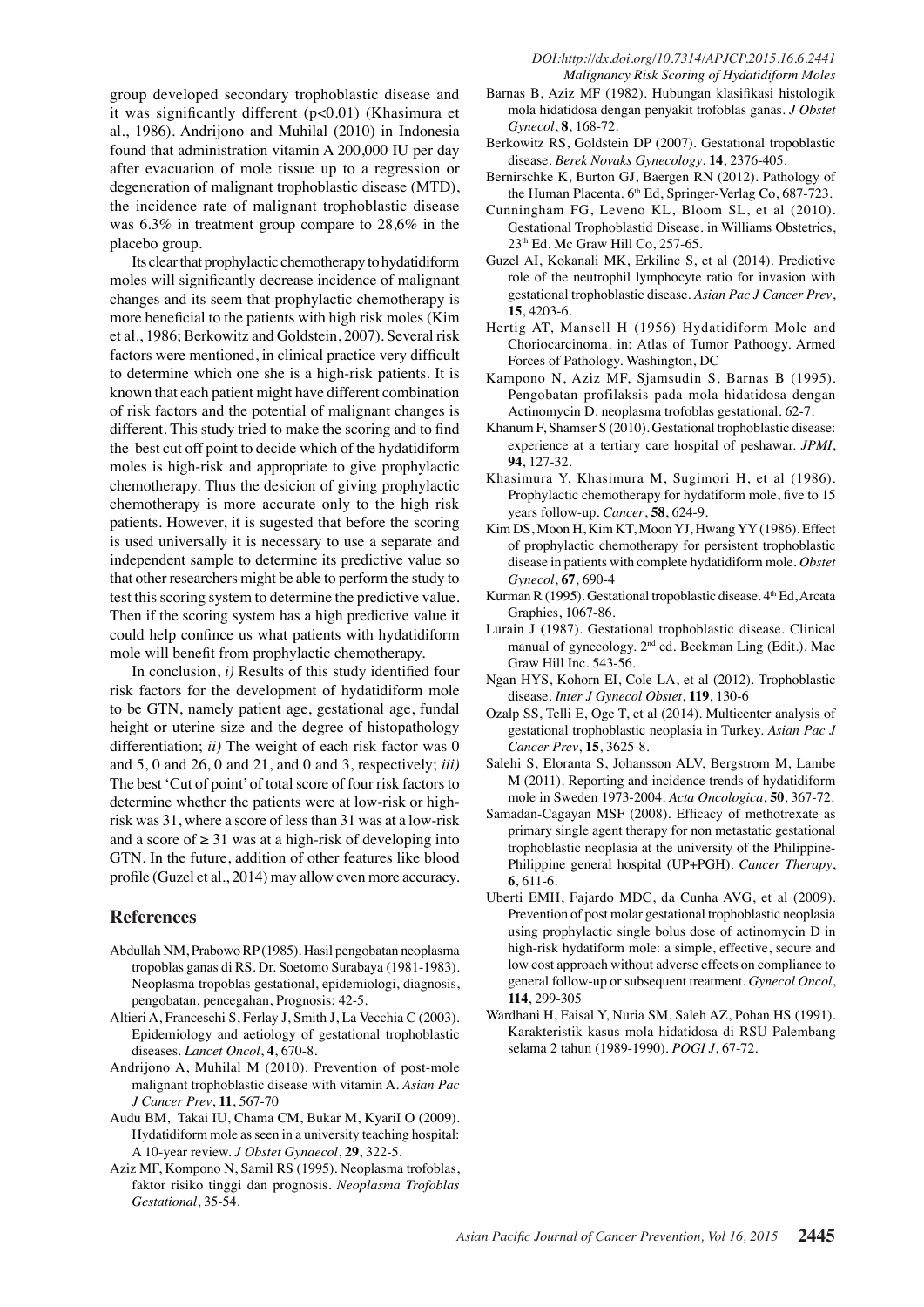group developed secondary trophoblastic disease and it was significantly different ($p<0.01$) (Khasimura et al., 1986). Andrijono and Muhilal (2010) in Indonesia found that administration vitamin A 200,000 IU per day after evacuation of mole tissue up to a regression or degeneration of malignant trophoblastic disease (MTD), the incidence rate of malignant trophoblastic disease was 6.3% in treatment group compare to 28,6% in the placebo group.

Its clear that prophylactic chemotherapy to hydatidiform moles will significantly decrease incidence of malignant changes and its seem that prophylactic chemotherapy is more beneficial to the patients with high risk moles (Kim et al., 1986; Berkowitz and Goldstein, 2007). Several risk factors were mentioned, in clinical practice very difficult to determine which one she is a high-risk patients. It is known that each patient might have different combination of risk factors and the potential of malignant changes is different. This study tried to make the scoring and to find the best cut off point to decide which of the hydatidiform moles is high-risk and appropriate to give prophylactic chemotherapy. Thus the desicion of giving prophylactic chemotherapy is more accurate only to the high risk patients. However, it is sugested that before the scoring is used universally it is necessary to use a separate and independent sample to determine its predictive value so that other researchers might be able to perform the study to test this scoring system to determine the predictive value. Then if the scoring system has a high predictive value it could help confince us what patients with hydatidiform mole will benefit from prophylactic chemotherapy.

In conclusion, *i)* Results of this study identified four risk factors for the development of hydatidiform mole to be GTN, namely patient age, gestational age, fundal height or uterine size and the degree of histopathology differentiation; *ii)* The weight of each risk factor was 0 and 5, 0 and 26, 0 and 21, and 0 and 3, respectively; *iii)* The best 'Cut of point' of total score of four risk factors to determine whether the patients were at low-risk or high-risk was 31, where a score of less than 31 was at a low-risk and a score of $\geq 31$ was at a high-risk of developing into GTN. In the future, addition of other features like blood profile (Guzel et al., 2014) may allow even more accuracy.

## References

Abdullah NM, Prabowo RP (1985). Hasil pengobatan neoplasma tropoblas ganas di RS. Dr. Soetomo Surabaya (1981-1983). Neoplasma tropoblas gestational, epidemiologi, diagnosis, pengobatan, pencegahan, Prognosis: 42-5.

Altieri A, Franceschi S, Ferlay J, Smith J, La Vecchia C (2003). Epidemiology and aetiology of gestational trophoblastic diseases. *Lancet Oncol*, **4**, 670-8.

Andrijono A, Muhilal M (2010). Prevention of post-mole malignant trophoblastic disease with vitamin A. *Asian Pac J Cancer Prev*, **11**, 567-70

Audu BM, Takai IU, Chama CM, Bukar M, KyariI O (2009). Hydatidiform mole as seen in a university teaching hospital: A 10-year review. *J Obstet Gynaecol*, **29**, 322-5.

Aziz MF, Kompono N, Samil RS (1995). Neoplasma trofoblas, faktor risiko tinggi dan prognosis. *Neoplasma Trofoblas Gestational*, 35-54.

Barnas B, Aziz MF (1982). Hubungan klasifikasi histologik mola hidatidosa dengan penyakit trofoblas ganas. *J Obstet Gynecol*, **8**, 168-72.

Berkowitz RS, Goldstein DP (2007). Gestational tropoblastic disease. *Berek Novaks Gynecology*, **14**, 2376-405.

Bernirschke K, Burton GJ, Baergen RN (2012). Pathology of the Human Placenta. 6th Ed, Springer-Verlag Co, 687-723.

Cunningham FG, Leveno KL, Bloom SL, et al (2010). Gestational Trophoblastid Disease. in Williams Obstetrics, 23th Ed. Mc Graw Hill Co, 257-65.

Guzel AI, Kokanali MK, Erkilinc S, et al (2014). Predictive role of the neutrophil lymphocyte ratio for invasion with gestational trophoblastic disease. *Asian Pac J Cancer Prev*, **15**, 4203-6.

Hertig AT, Mansell H (1956) Hydatidiform Mole and Choriocarcinoma. in: Atlas of Tumor Pathoogy. Armed Forces of Pathology. Washington, DC

Kampono N, Aziz MF, Sjamsudin S, Barnas B (1995). Pengobatan profilaksis pada mola hidatidosa dengan Actinomycin D. neoplasma trofoblas gestational. 62-7.

Khanum F, Shamser S (2010). Gestational trophoblastic disease: experience at a tertiary care hospital of peshawar. *JPMI*, **94**, 127-32.

Khasimura Y, Khasimura M, Sugimori H, et al (1986). Prophylactic chemotherapy for hydatiform mole, five to 15 years follow-up. *Cancer*, **58**, 624-9.

Kim DS, Moon H, Kim KT, Moon YJ, Hwang YY (1986). Effect of prophylactic chemotherapy for persistent trophoblastic disease in patients with complete hydatidiform mole. *Obstet Gynecol*, **67**, 690-4

Kurman R (1995). Gestational tropoblastic disease. 4th Ed, Arcata Graphics, 1067-86.

Lurain J (1987). Gestational trophoblastic disease. Clinical manual of gynecology. 2nd ed. Beckman Ling (Edit.). Mac Graw Hill Inc. 543-56.

Ngan HYS, Kohorn EI, Cole LA, et al (2012). Trophoblastic disease. *Inter J Gynecol Obstet*, **119**, 130-6

Ozalp SS, Telli E, Oge T, et al (2014). Multicenter analysis of gestational trophoblastic neoplasia in Turkey. *Asian Pac J Cancer Prev*, **15**, 3625-8.

Salehi S, Eloranta S, Johansson ALV, Bergstrom M, Lambe M (2011). Reporting and incidence trends of hydatidiform mole in Sweden 1973-2004. *Acta Oncologica*, **50**, 367-72.

Samadan-Cagayan MSF (2008). Efficacy of methotrexate as primary single agent therapy for non metastatic gestational trophoblastic neoplasia at the university of the Philippine-Philippine general hospital (UP+PGH). *Cancer Therapy*, **6**, 611-6.

Uberti EMH, Fajardo MDC, da Cunha AVG, et al (2009). Prevention of post molar gestational trophoblastic neoplasia using prophylactic single bolus dose of actinomycin D in high-risk hydatiform mole: a simple, effective, secure and low cost approach without adverse effects on compliance to general follow-up or subsequent treatment. *Gynecol Oncol*, **114**, 299-305

Wardhani H, Faisal Y, Nuria SM, Saleh AZ, Pohan HS (1991). Karakteristik kasus mola hidatidosa di RSU Palembang selama 2 tahun (1989-1990). *POGI J*, 67-72.